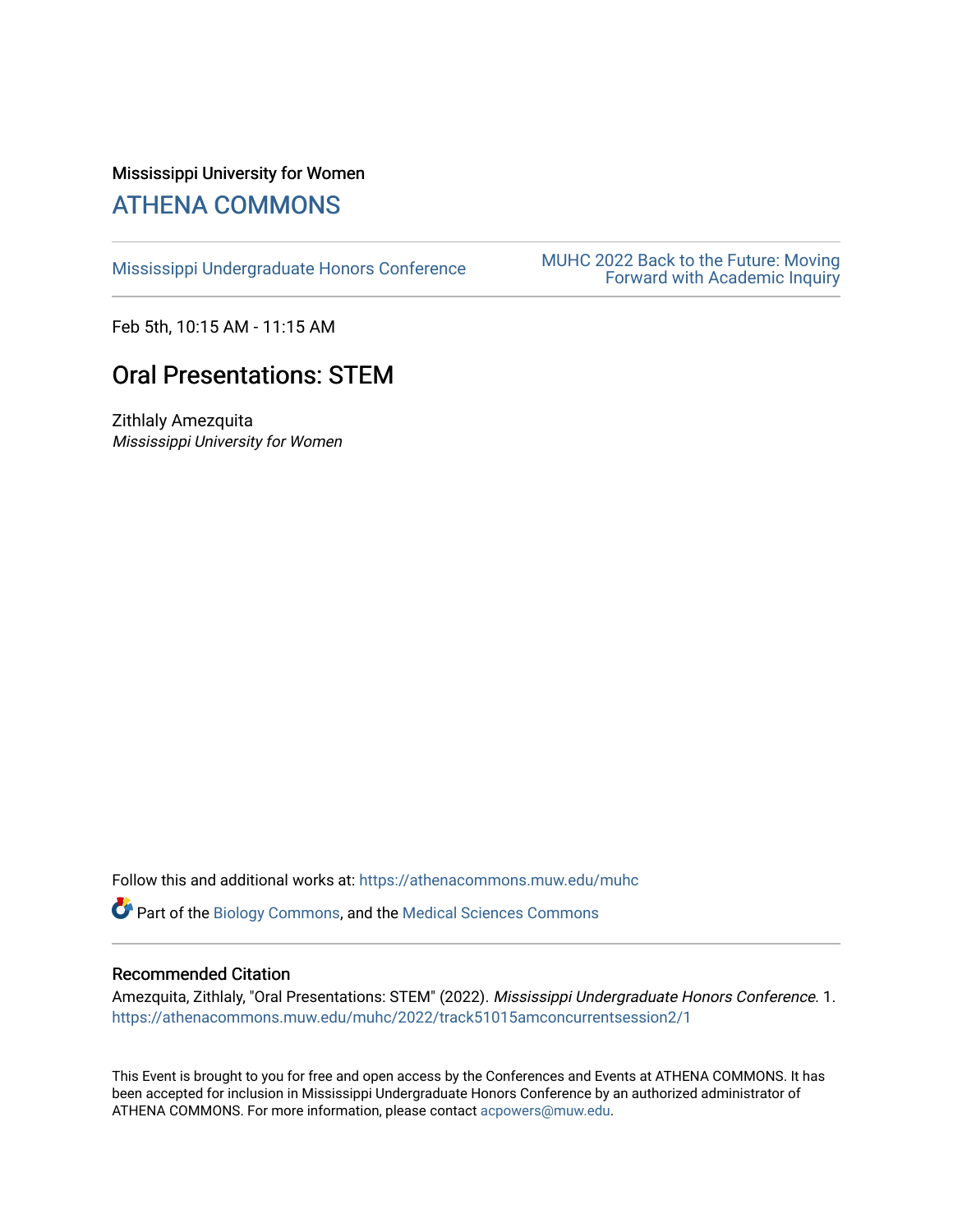Mississippi University for Women

# ATHENA COMMONS

Mississippi Undergraduate Honors Conference

MUHC 2022 Back to the Future: Moving Forward with Academic Inquiry

Feb 5th, 10:15 AM - 11:15 AM

## Oral Presentations: STEM

Zithlaly Amezquita
*Mississippi University for Women*

Follow this and additional works at: https://athenacommons.muw.edu/muhc

Part of the Biology Commons, and the Medical Sciences Commons

### Recommended Citation

Amezquita, Zithlaly, "Oral Presentations: STEM" (2022). *Mississippi Undergraduate Honors Conference*. 1. https://athenacommons.muw.edu/muhc/2022/track51015amconcurrentsession2/1

This Event is brought to you for free and open access by the Conferences and Events at ATHENA COMMONS. It has been accepted for inclusion in Mississippi Undergraduate Honors Conference by an authorized administrator of ATHENA COMMONS. For more information, please contact acpowers@muw.edu.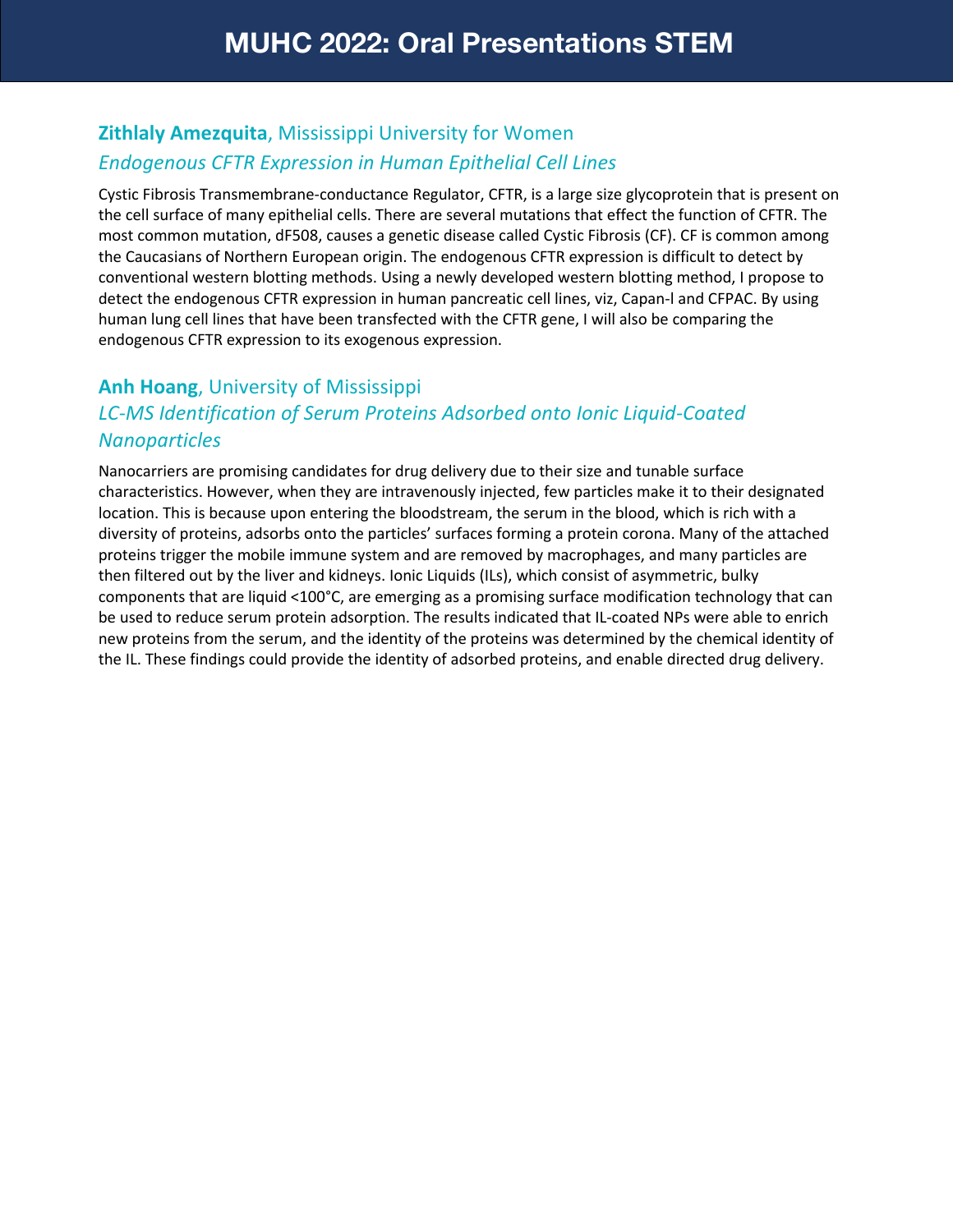# MUHC 2022: Oral Presentations STEM

## **Zithlaly Amezquita**, Mississippi University for Women

### *Endogenous CFTR Expression in Human Epithelial Cell Lines*

Cystic Fibrosis Transmembrane-conductance Regulator, CFTR, is a large size glycoprotein that is present on the cell surface of many epithelial cells. There are several mutations that effect the function of CFTR. The most common mutation, dF508, causes a genetic disease called Cystic Fibrosis (CF). CF is common among the Caucasians of Northern European origin. The endogenous CFTR expression is difficult to detect by conventional western blotting methods. Using a newly developed western blotting method, I propose to detect the endogenous CFTR expression in human pancreatic cell lines, viz, Capan-l and CFPAC. By using human lung cell lines that have been transfected with the CFTR gene, I will also be comparing the endogenous CFTR expression to its exogenous expression.

## **Anh Hoang**, University of Mississippi

### *LC-MS Identification of Serum Proteins Adsorbed onto Ionic Liquid-Coated Nanoparticles*

Nanocarriers are promising candidates for drug delivery due to their size and tunable surface characteristics. However, when they are intravenously injected, few particles make it to their designated location. This is because upon entering the bloodstream, the serum in the blood, which is rich with a diversity of proteins, adsorbs onto the particles' surfaces forming a protein corona. Many of the attached proteins trigger the mobile immune system and are removed by macrophages, and many particles are then filtered out by the liver and kidneys. Ionic Liquids (ILs), which consist of asymmetric, bulky components that are liquid <100°C, are emerging as a promising surface modification technology that can be used to reduce serum protein adsorption. The results indicated that IL-coated NPs were able to enrich new proteins from the serum, and the identity of the proteins was determined by the chemical identity of the IL. These findings could provide the identity of adsorbed proteins, and enable directed drug delivery.